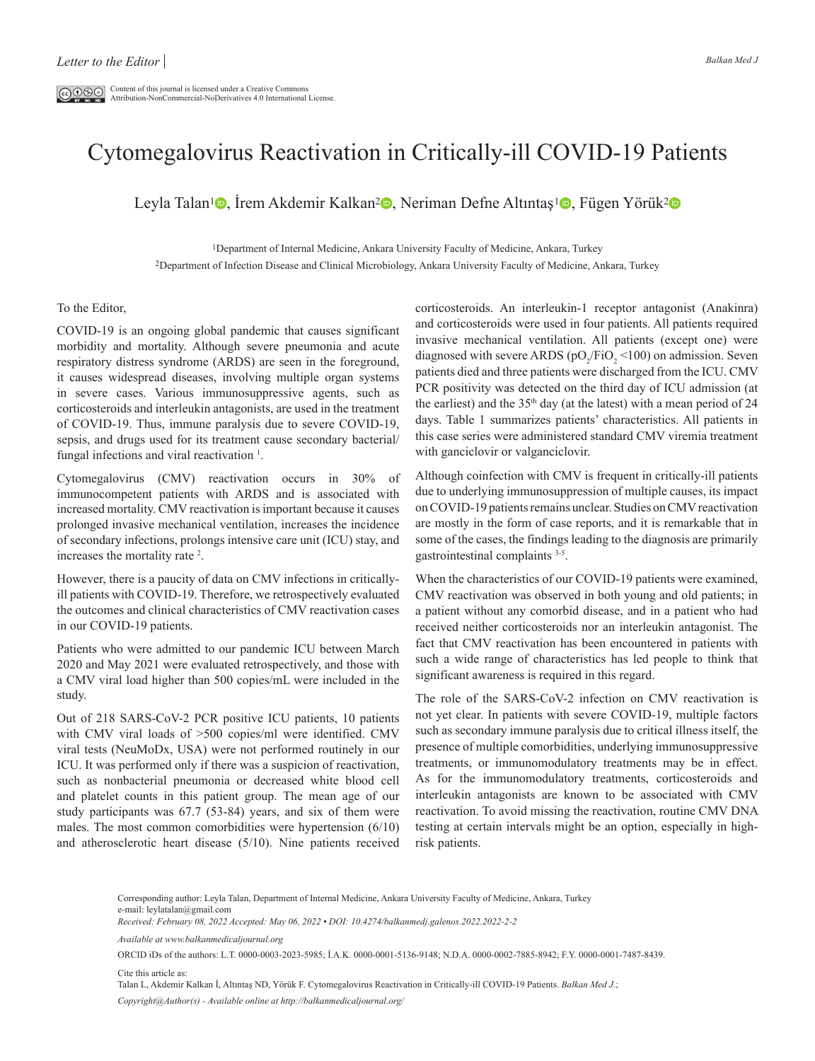Letter to the Editor

Content of this journal is licensed under a Creative Commons Attribution-NonCommercial-NoDerivatives 4.0 International License.

# Cytomegalovirus Reactivation in Critically-ill COVID-19 Patients

Leyla Talan[1], İrem Akdemir Kalkan[2], Neriman Defne Altıntaş[1], Fügen Yörük[2]

[1]Department of Internal Medicine, Ankara University Faculty of Medicine, Ankara, Turkey
[2]Department of Infection Disease and Clinical Microbiology, Ankara University Faculty of Medicine, Ankara, Turkey

To the Editor,

COVID-19 is an ongoing global pandemic that causes significant morbidity and mortality. Although severe pneumonia and acute respiratory distress syndrome (ARDS) are seen in the foreground, it causes widespread diseases, involving multiple organ systems in severe cases. Various immunosuppressive agents, such as corticosteroids and interleukin antagonists, are used in the treatment of COVID-19. Thus, immune paralysis due to severe COVID-19, sepsis, and drugs used for its treatment cause secondary bacterial/fungal infections and viral reactivation [1].

Cytomegalovirus (CMV) reactivation occurs in 30% of immunocompetent patients with ARDS and is associated with increased mortality. CMV reactivation is important because it causes prolonged invasive mechanical ventilation, increases the incidence of secondary infections, prolongs intensive care unit (ICU) stay, and increases the mortality rate [2].

However, there is a paucity of data on CMV infections in critically-ill patients with COVID-19. Therefore, we retrospectively evaluated the outcomes and clinical characteristics of CMV reactivation cases in our COVID-19 patients.

Patients who were admitted to our pandemic ICU between March 2020 and May 2021 were evaluated retrospectively, and those with a CMV viral load higher than 500 copies/mL were included in the study.

Out of 218 SARS-CoV-2 PCR positive ICU patients, 10 patients with CMV viral loads of >500 copies/ml were identified. CMV viral tests (NeuMoDx, USA) were not performed routinely in our ICU. It was performed only if there was a suspicion of reactivation, such as nonbacterial pneumonia or decreased white blood cell and platelet counts in this patient group. The mean age of our study participants was 67.7 (53-84) years, and six of them were males. The most common comorbidities were hypertension (6/10) and atherosclerotic heart disease (5/10). Nine patients received corticosteroids. An interleukin-1 receptor antagonist (Anakinra) and corticosteroids were used in four patients. All patients required invasive mechanical ventilation. All patients (except one) were diagnosed with severe ARDS ($pO_2/FiO_2$ <100) on admission. Seven patients died and three patients were discharged from the ICU. CMV PCR positivity was detected on the third day of ICU admission (at the earliest) and the 35th day (at the latest) with a mean period of 24 days. Table 1 summarizes patients' characteristics. All patients in this case series were administered standard CMV viremia treatment with ganciclovir or valganciclovir.

Although coinfection with CMV is frequent in critically-ill patients due to underlying immunosuppression of multiple causes, its impact on COVID-19 patients remains unclear. Studies on CMV reactivation are mostly in the form of case reports, and it is remarkable that in some of the cases, the findings leading to the diagnosis are primarily gastrointestinal complaints [3-5].

When the characteristics of our COVID-19 patients were examined, CMV reactivation was observed in both young and old patients; in a patient without any comorbid disease, and in a patient who had received neither corticosteroids nor an interleukin antagonist. The fact that CMV reactivation has been encountered in patients with such a wide range of characteristics has led people to think that significant awareness is required in this regard.

The role of the SARS-CoV-2 infection on CMV reactivation is not yet clear. In patients with severe COVID-19, multiple factors such as secondary immune paralysis due to critical illness itself, the presence of multiple comorbidities, underlying immunosuppressive treatments, or immunomodulatory treatments may be in effect. As for the immunomodulatory treatments, corticosteroids and interleukin antagonists are known to be associated with CMV reactivation. To avoid missing the reactivation, routine CMV DNA testing at certain intervals might be an option, especially in high-risk patients.

Corresponding author: Leyla Talan, Department of Internal Medicine, Ankara University Faculty of Medicine, Ankara, Turkey
e-mail: leylatalan@gmail.com
*Received: February 08, 2022 Accepted: May 06, 2022 • DOI: 10.4274/balkanmedj.galenos.2022.2022-2-2*

*Available at www.balkanmedicaljournal.org*

ORCID iDs of the authors: L.T. 0000-0003-2023-5985; İ.A.K. 0000-0001-5136-9148; N.D.A. 0000-0002-7885-8942; F.Y. 0000-0001-7487-8439.

Cite this article as:
Talan L, Akdemir Kalkan İ, Altıntaş ND, Yörük F. Cytomegalovirus Reactivation in Critically-ill COVID-19 Patients. *Balkan Med J.*;

*Copyright@Author(s) - Available online at http://balkanmedicaljournal.org/*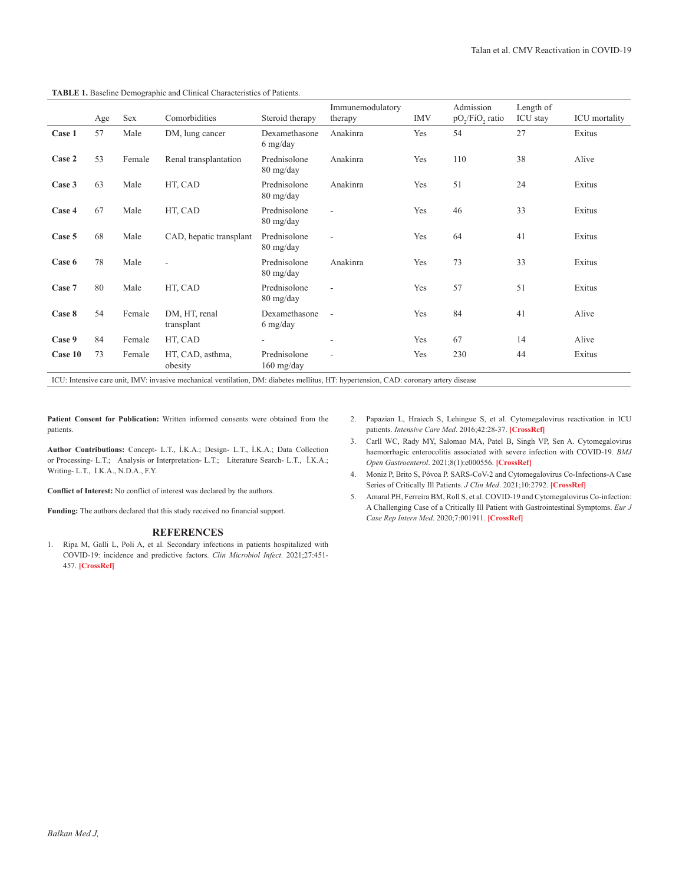**TABLE 1.** Baseline Demographic and Clinical Characteristics of Patients.

| | Age | Sex | Comorbidities | Steroid therapy | Immunemodulatory therapy | IMV | Admission $pO_2/FiO_2$ ratio | Length of ICU stay | ICU mortality |
|---|---|---|---|---|---|---|---|---|---|
| **Case 1** | 57 | Male | DM, lung cancer | Dexamethasone 6 mg/day | Anakinra | Yes | 54 | 27 | Exitus |
| **Case 2** | 53 | Female | Renal transplantation | Prednisolone 80 mg/day | Anakinra | Yes | 110 | 38 | Alive |
| **Case 3** | 63 | Male | HT, CAD | Prednisolone 80 mg/day | Anakinra | Yes | 51 | 24 | Exitus |
| **Case 4** | 67 | Male | HT, CAD | Prednisolone 80 mg/day | - | Yes | 46 | 33 | Exitus |
| **Case 5** | 68 | Male | CAD, hepatic transplant | Prednisolone 80 mg/day | - | Yes | 64 | 41 | Exitus |
| **Case 6** | 78 | Male | - | Prednisolone 80 mg/day | Anakinra | Yes | 73 | 33 | Exitus |
| **Case 7** | 80 | Male | HT, CAD | Prednisolone 80 mg/day | - | Yes | 57 | 51 | Exitus |
| **Case 8** | 54 | Female | DM, HT, renal transplant | Dexamethasone 6 mg/day | - | Yes | 84 | 41 | Alive |
| **Case 9** | 84 | Female | HT, CAD | - | - | Yes | 67 | 14 | Alive |
| **Case 10** | 73 | Female | HT, CAD, asthma, obesity | Prednisolone 160 mg/day | - | Yes | 230 | 44 | Exitus |

ICU: Intensive care unit, IMV: invasive mechanical ventilation, DM: diabetes mellitus, HT: hypertension, CAD: coronary artery disease

**Patient Consent for Publication:** Written informed consents were obtained from the patients.

**Author Contributions:** Concept- L.T., İ.K.A.; Design- L.T., İ.K.A.; Data Collection or Processing- L.T.; Analysis or Interpretation- L.T.; Literature Search- L.T., İ.K.A.; Writing- L.T., İ.K.A., N.D.A., F.Y.

**Conflict of Interest:** No conflict of interest was declared by the authors.

**Funding:** The authors declared that this study received no financial support.

## REFERENCES

1. Ripa M, Galli L, Poli A, et al. Secondary infections in patients hospitalized with COVID-19: incidence and predictive factors. *Clin Microbiol Infect*. 2021;27:451-457. [CrossRef]
2. Papazian L, Hraiech S, Lehingue S, et al. Cytomegalovirus reactivation in ICU patients. *Intensive Care Med*. 2016;42:28-37. [CrossRef]
3. Carll WC, Rady MY, Salomao MA, Patel B, Singh VP, Sen A. Cytomegalovirus haemorrhagic enterocolitis associated with severe infection with COVID-19. *BMJ Open Gastroenterol*. 2021;8(1):e000556. [CrossRef]
4. Moniz P, Brito S, Póvoa P. SARS-CoV-2 and Cytomegalovirus Co-Infections-A Case Series of Critically Ill Patients. *J Clin Med*. 2021;10:2792. [CrossRef]
5. Amaral PH, Ferreira BM, Roll S, et al. COVID-19 and Cytomegalovirus Co-infection: A Challenging Case of a Critically Ill Patient with Gastrointestinal Symptoms. *Eur J Case Rep Intern Med*. 2020;7:001911. [CrossRef]